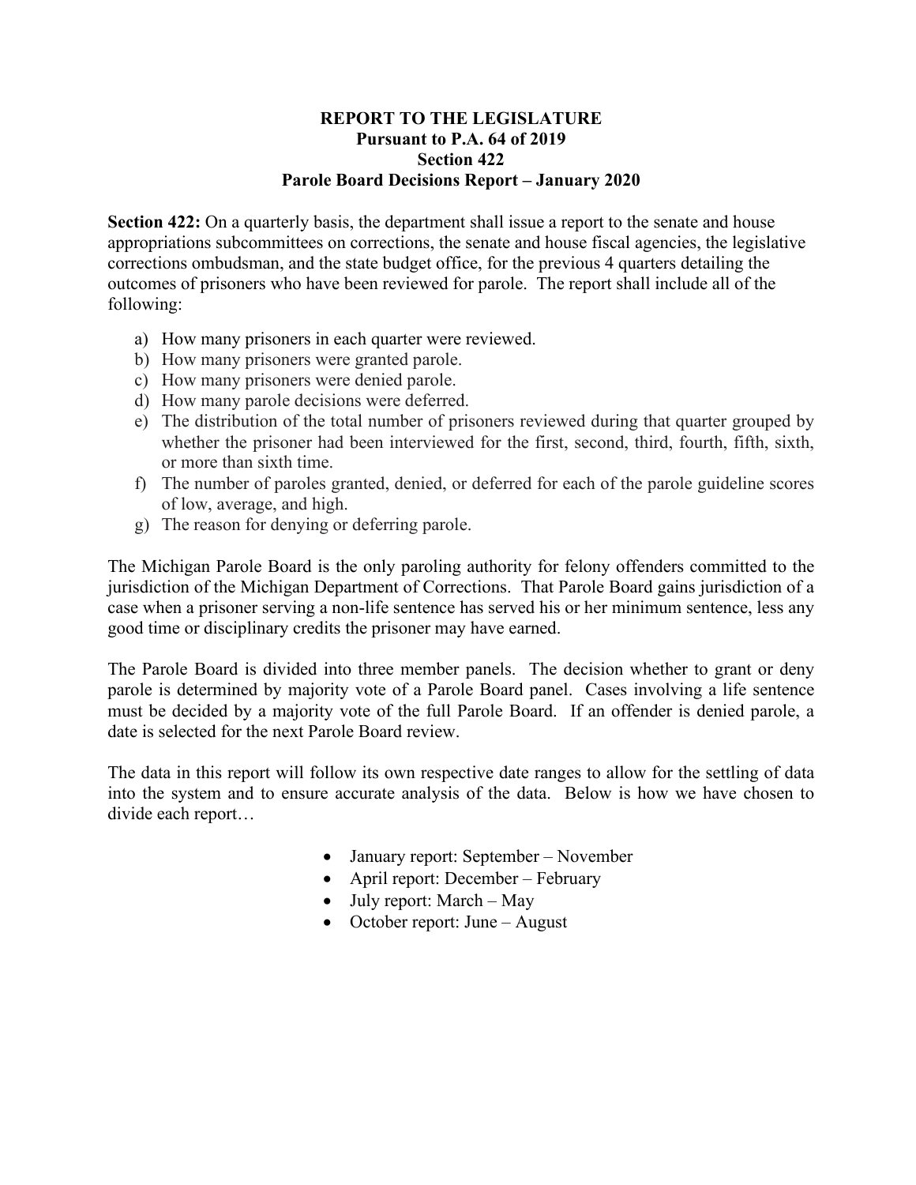# REPORT TO THE LEGISLATURE
## Pursuant to P.A. 64 of 2019
## Section 422
## Parole Board Decisions Report – January 2020

**Section 422:** On a quarterly basis, the department shall issue a report to the senate and house appropriations subcommittees on corrections, the senate and house fiscal agencies, the legislative corrections ombudsman, and the state budget office, for the previous 4 quarters detailing the outcomes of prisoners who have been reviewed for parole. The report shall include all of the following:

a) How many prisoners in each quarter were reviewed.
b) How many prisoners were granted parole.
c) How many prisoners were denied parole.
d) How many parole decisions were deferred.
e) The distribution of the total number of prisoners reviewed during that quarter grouped by whether the prisoner had been interviewed for the first, second, third, fourth, fifth, sixth, or more than sixth time.
f) The number of paroles granted, denied, or deferred for each of the parole guideline scores of low, average, and high.
g) The reason for denying or deferring parole.

The Michigan Parole Board is the only paroling authority for felony offenders committed to the jurisdiction of the Michigan Department of Corrections. That Parole Board gains jurisdiction of a case when a prisoner serving a non-life sentence has served his or her minimum sentence, less any good time or disciplinary credits the prisoner may have earned.

The Parole Board is divided into three member panels. The decision whether to grant or deny parole is determined by majority vote of a Parole Board panel. Cases involving a life sentence must be decided by a majority vote of the full Parole Board. If an offender is denied parole, a date is selected for the next Parole Board review.

The data in this report will follow its own respective date ranges to allow for the settling of data into the system and to ensure accurate analysis of the data. Below is how we have chosen to divide each report…

- January report: September – November
- April report: December – February
- July report: March – May
- October report: June – August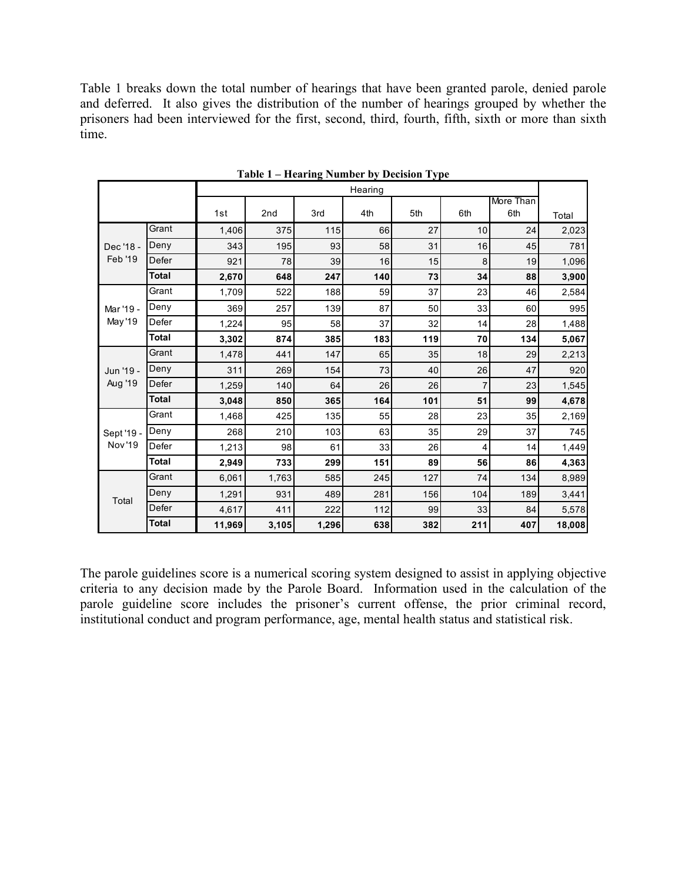Table 1 breaks down the total number of hearings that have been granted parole, denied parole and deferred. It also gives the distribution of the number of hearings grouped by whether the prisoners had been interviewed for the first, second, third, fourth, fifth, sixth or more than sixth time.

**Table 1 – Hearing Number by Decision Type**

| | | Hearing | | | | | | | |
|---|---|---|---|---|---|---|---|---|---|
| | | 1st | 2nd | 3rd | 4th | 5th | 6th | More Than 6th | Total |
| Dec '18 - Feb '19 | Grant | 1,406 | 375 | 115 | 66 | 27 | 10 | 24 | 2,023 |
| | Deny | 343 | 195 | 93 | 58 | 31 | 16 | 45 | 781 |
| | Defer | 921 | 78 | 39 | 16 | 15 | 8 | 19 | 1,096 |
| | **Total** | **2,670** | **648** | **247** | **140** | **73** | **34** | **88** | **3,900** |
| Mar '19 - May '19 | Grant | 1,709 | 522 | 188 | 59 | 37 | 23 | 46 | 2,584 |
| | Deny | 369 | 257 | 139 | 87 | 50 | 33 | 60 | 995 |
| | Defer | 1,224 | 95 | 58 | 37 | 32 | 14 | 28 | 1,488 |
| | **Total** | **3,302** | **874** | **385** | **183** | **119** | **70** | **134** | **5,067** |
| Jun '19 - Aug '19 | Grant | 1,478 | 441 | 147 | 65 | 35 | 18 | 29 | 2,213 |
| | Deny | 311 | 269 | 154 | 73 | 40 | 26 | 47 | 920 |
| | Defer | 1,259 | 140 | 64 | 26 | 26 | 7 | 23 | 1,545 |
| | **Total** | **3,048** | **850** | **365** | **164** | **101** | **51** | **99** | **4,678** |
| Sept '19 - Nov '19 | Grant | 1,468 | 425 | 135 | 55 | 28 | 23 | 35 | 2,169 |
| | Deny | 268 | 210 | 103 | 63 | 35 | 29 | 37 | 745 |
| | Defer | 1,213 | 98 | 61 | 33 | 26 | 4 | 14 | 1,449 |
| | **Total** | **2,949** | **733** | **299** | **151** | **89** | **56** | **86** | **4,363** |
| Total | Grant | 6,061 | 1,763 | 585 | 245 | 127 | 74 | 134 | 8,989 |
| | Deny | 1,291 | 931 | 489 | 281 | 156 | 104 | 189 | 3,441 |
| | Defer | 4,617 | 411 | 222 | 112 | 99 | 33 | 84 | 5,578 |
| | **Total** | **11,969** | **3,105** | **1,296** | **638** | **382** | **211** | **407** | **18,008** |

The parole guidelines score is a numerical scoring system designed to assist in applying objective criteria to any decision made by the Parole Board. Information used in the calculation of the parole guideline score includes the prisoner's current offense, the prior criminal record, institutional conduct and program performance, age, mental health status and statistical risk.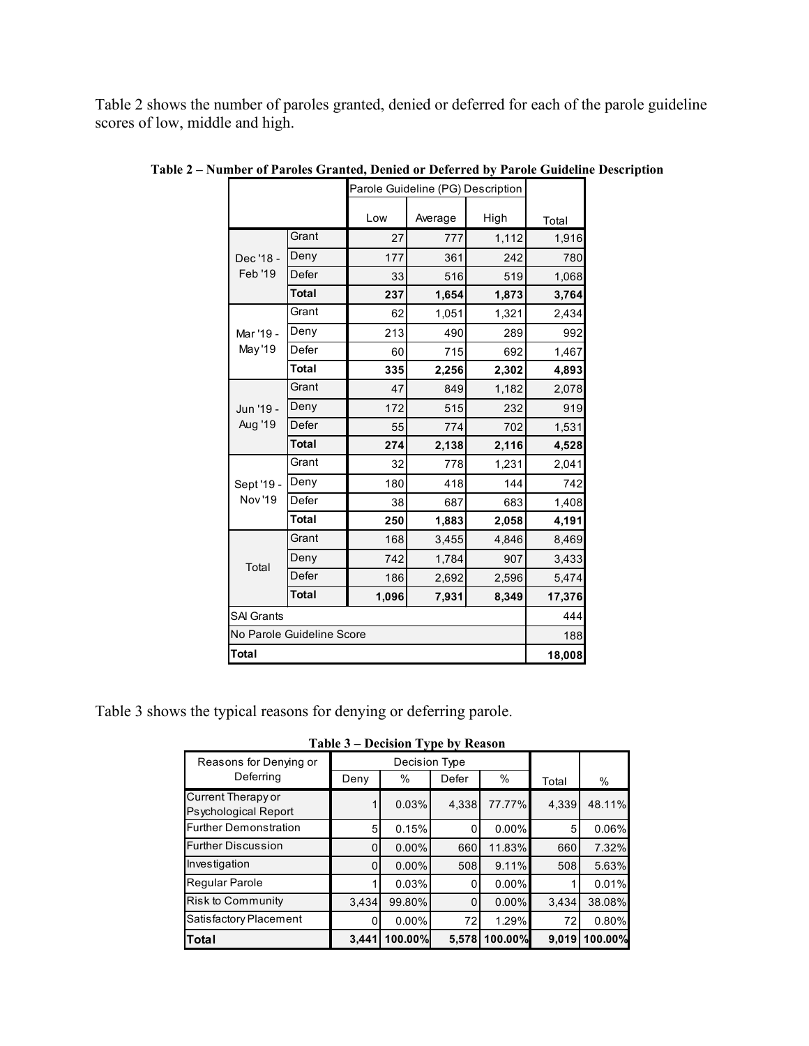Table 2 shows the number of paroles granted, denied or deferred for each of the parole guideline scores of low, middle and high.

**Table 2 – Number of Paroles Granted, Denied or Deferred by Parole Guideline Description**

| | | Parole Guideline (PG) Description | | | |
|---|---|---|---|---|---|
| | | Low | Average | High | Total |
| Dec '18 - Feb '19 | Grant | 27 | 777 | 1,112 | 1,916 |
| | Deny | 177 | 361 | 242 | 780 |
| | Defer | 33 | 516 | 519 | 1,068 |
| | **Total** | **237** | **1,654** | **1,873** | **3,764** |
| Mar '19 - May '19 | Grant | 62 | 1,051 | 1,321 | 2,434 |
| | Deny | 213 | 490 | 289 | 992 |
| | Defer | 60 | 715 | 692 | 1,467 |
| | **Total** | **335** | **2,256** | **2,302** | **4,893** |
| Jun '19 - Aug '19 | Grant | 47 | 849 | 1,182 | 2,078 |
| | Deny | 172 | 515 | 232 | 919 |
| | Defer | 55 | 774 | 702 | 1,531 |
| | **Total** | **274** | **2,138** | **2,116** | **4,528** |
| Sept '19 - Nov '19 | Grant | 32 | 778 | 1,231 | 2,041 |
| | Deny | 180 | 418 | 144 | 742 |
| | Defer | 38 | 687 | 683 | 1,408 |
| | **Total** | **250** | **1,883** | **2,058** | **4,191** |
| Total | Grant | 168 | 3,455 | 4,846 | 8,469 |
| | Deny | 742 | 1,784 | 907 | 3,433 |
| | Defer | 186 | 2,692 | 2,596 | 5,474 |
| | **Total** | **1,096** | **7,931** | **8,349** | **17,376** |
| SAI Grants | | | | | 444 |
| No Parole Guideline Score | | | | | 188 |
| **Total** | | | | | **18,008** |

Table 3 shows the typical reasons for denying or deferring parole.

**Table 3 – Decision Type by Reason**

| Reasons for Denying or Deferring | Decision Type | | | | | |
|---|---|---|---|---|---|---|
| | Deny | % | Defer | % | Total | % |
| Current Therapy or Psychological Report | 1 | 0.03% | 4,338 | 77.77% | 4,339 | 48.11% |
| Further Demonstration | 5 | 0.15% | 0 | 0.00% | 5 | 0.06% |
| Further Discussion | 0 | 0.00% | 660 | 11.83% | 660 | 7.32% |
| Investigation | 0 | 0.00% | 508 | 9.11% | 508 | 5.63% |
| Regular Parole | 1 | 0.03% | 0 | 0.00% | 1 | 0.01% |
| Risk to Community | 3,434 | 99.80% | 0 | 0.00% | 3,434 | 38.08% |
| Satisfactory Placement | 0 | 0.00% | 72 | 1.29% | 72 | 0.80% |
| **Total** | **3,441** | **100.00%** | **5,578** | **100.00%** | **9,019** | **100.00%** |